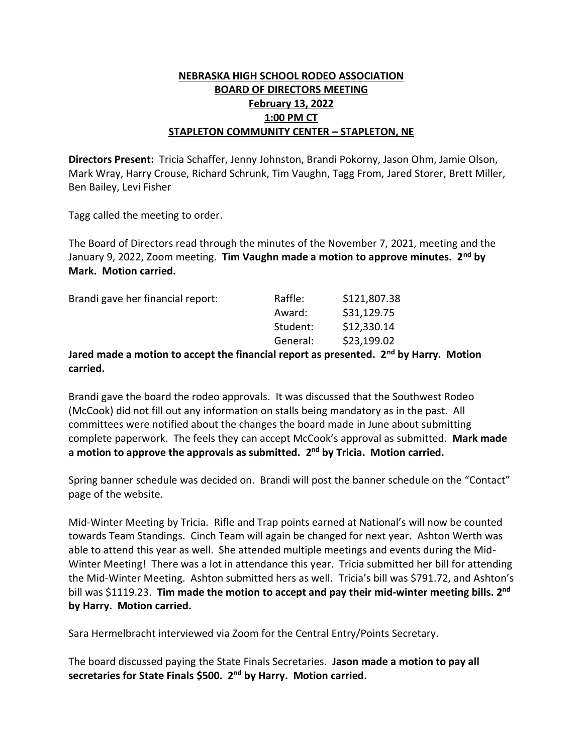# NEBRASKA HIGH SCHOOL RODEO ASSOCIATION
## BOARD OF DIRECTORS MEETING
### February 13, 2022
### 1:00 PM CT
### STAPLETON COMMUNITY CENTER – STAPLETON, NE

**Directors Present:** Tricia Schaffer, Jenny Johnston, Brandi Pokorny, Jason Ohm, Jamie Olson, Mark Wray, Harry Crouse, Richard Schrunk, Tim Vaughn, Tagg From, Jared Storer, Brett Miller, Ben Bailey, Levi Fisher

Tagg called the meeting to order.

The Board of Directors read through the minutes of the November 7, 2021, meeting and the January 9, 2022, Zoom meeting. **Tim Vaughn made a motion to approve minutes. 2nd by Mark. Motion carried.**

Brandi gave her financial report:

| | |
|---|---|
| Raffle: | \$121,807.38 |
| Award: | \$31,129.75 |
| Student: | \$12,330.14 |
| General: | \$23,199.02 |

**Jared made a motion to accept the financial report as presented. 2nd by Harry. Motion carried.**

Brandi gave the board the rodeo approvals. It was discussed that the Southwest Rodeo (McCook) did not fill out any information on stalls being mandatory as in the past. All committees were notified about the changes the board made in June about submitting complete paperwork. The feels they can accept McCook's approval as submitted. **Mark made a motion to approve the approvals as submitted. 2nd by Tricia. Motion carried.**

Spring banner schedule was decided on. Brandi will post the banner schedule on the "Contact" page of the website.

Mid-Winter Meeting by Tricia. Rifle and Trap points earned at National's will now be counted towards Team Standings. Cinch Team will again be changed for next year. Ashton Werth was able to attend this year as well. She attended multiple meetings and events during the Mid-Winter Meeting! There was a lot in attendance this year. Tricia submitted her bill for attending the Mid-Winter Meeting. Ashton submitted hers as well. Tricia's bill was \$791.72, and Ashton's bill was \$1119.23. **Tim made the motion to accept and pay their mid-winter meeting bills. 2nd by Harry. Motion carried.**

Sara Hermelbracht interviewed via Zoom for the Central Entry/Points Secretary.

The board discussed paying the State Finals Secretaries. **Jason made a motion to pay all secretaries for State Finals \$500. 2nd by Harry. Motion carried.**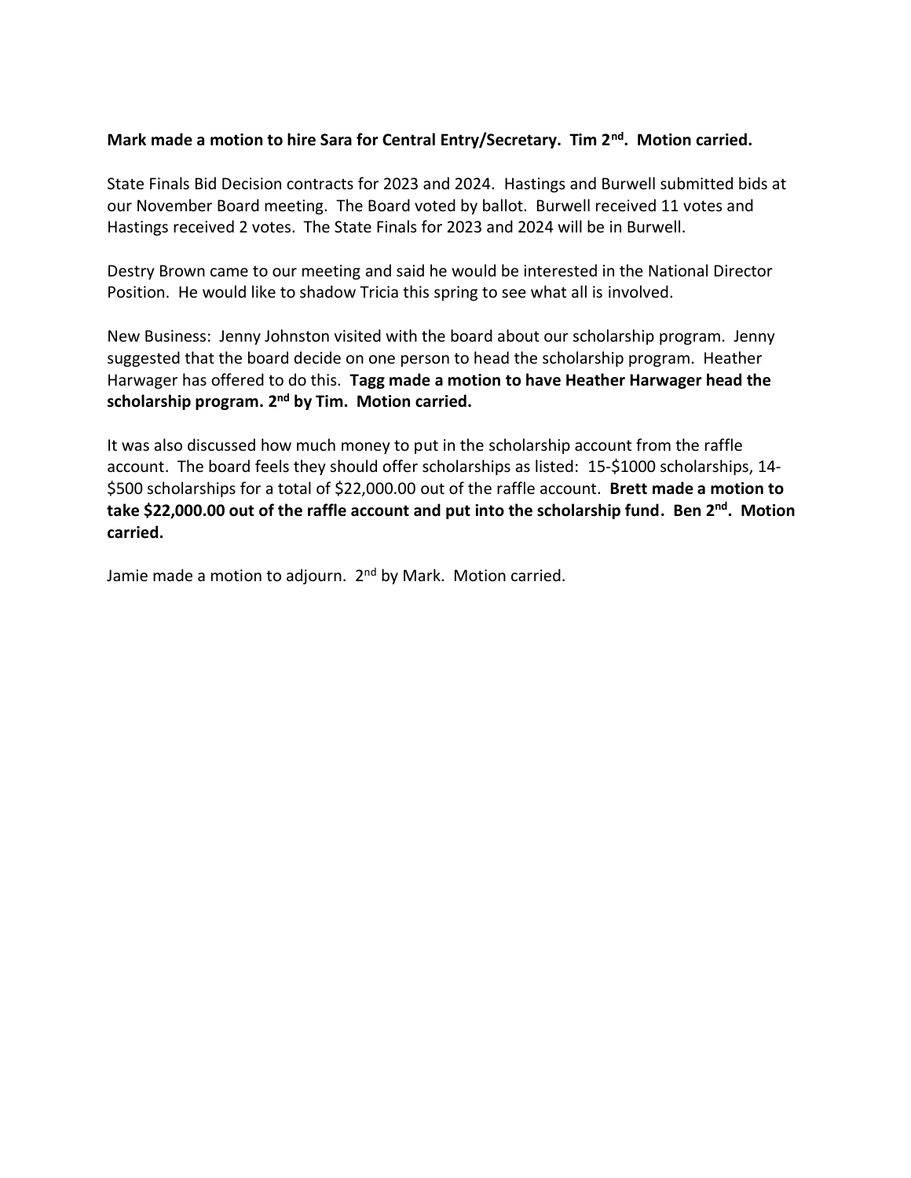**Mark made a motion to hire Sara for Central Entry/Secretary. Tim 2nd. Motion carried.**

State Finals Bid Decision contracts for 2023 and 2024. Hastings and Burwell submitted bids at our November Board meeting. The Board voted by ballot. Burwell received 11 votes and Hastings received 2 votes. The State Finals for 2023 and 2024 will be in Burwell.

Destry Brown came to our meeting and said he would be interested in the National Director Position. He would like to shadow Tricia this spring to see what all is involved.

New Business: Jenny Johnston visited with the board about our scholarship program. Jenny suggested that the board decide on one person to head the scholarship program. Heather Harwager has offered to do this. **Tagg made a motion to have Heather Harwager head the scholarship program. 2nd by Tim. Motion carried.**

It was also discussed how much money to put in the scholarship account from the raffle account. The board feels they should offer scholarships as listed: 15-$1000 scholarships, 14-$500 scholarships for a total of $22,000.00 out of the raffle account. **Brett made a motion to take $22,000.00 out of the raffle account and put into the scholarship fund. Ben 2nd. Motion carried.**

Jamie made a motion to adjourn. 2nd by Mark. Motion carried.